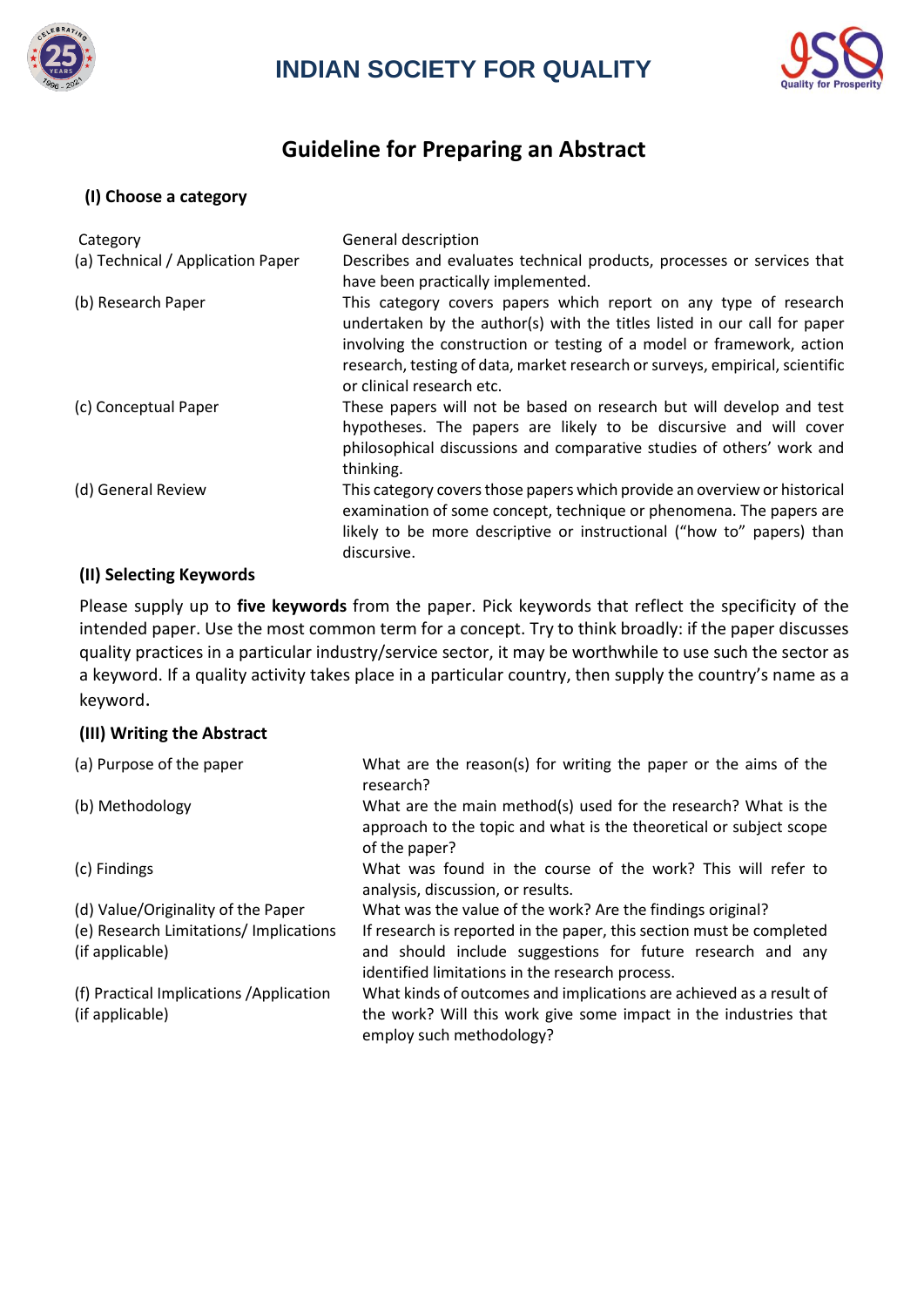# INDIAN SOCIETY FOR QUALITY

## Guideline for Preparing an Abstract

### (I) Choose a category

| Category | General description |
|---|---|
| (a) Technical / Application Paper | Describes and evaluates technical products, processes or services that have been practically implemented. |
| (b) Research Paper | This category covers papers which report on any type of research undertaken by the author(s) with the titles listed in our call for paper involving the construction or testing of a model or framework, action research, testing of data, market research or surveys, empirical, scientific or clinical research etc. |
| (c) Conceptual Paper | These papers will not be based on research but will develop and test hypotheses. The papers are likely to be discursive and will cover philosophical discussions and comparative studies of others' work and thinking. |
| (d) General Review | This category covers those papers which provide an overview or historical examination of some concept, technique or phenomena. The papers are likely to be more descriptive or instructional ("how to" papers) than discursive. |

### (II) Selecting Keywords

Please supply up to **five keywords** from the paper. Pick keywords that reflect the specificity of the intended paper. Use the most common term for a concept. Try to think broadly: if the paper discusses quality practices in a particular industry/service sector, it may be worthwhile to use such the sector as a keyword. If a quality activity takes place in a particular country, then supply the country's name as a keyword.

### (III) Writing the Abstract

| | |
|---|---|
| (a) Purpose of the paper | What are the reason(s) for writing the paper or the aims of the research? |
| (b) Methodology | What are the main method(s) used for the research? What is the approach to the topic and what is the theoretical or subject scope of the paper? |
| (c) Findings | What was found in the course of the work? This will refer to analysis, discussion, or results. |
| (d) Value/Originality of the Paper | What was the value of the work? Are the findings original? |
| (e) Research Limitations/ Implications (if applicable) | If research is reported in the paper, this section must be completed and should include suggestions for future research and any identified limitations in the research process. |
| (f) Practical Implications /Application (if applicable) | What kinds of outcomes and implications are achieved as a result of the work? Will this work give some impact in the industries that employ such methodology? |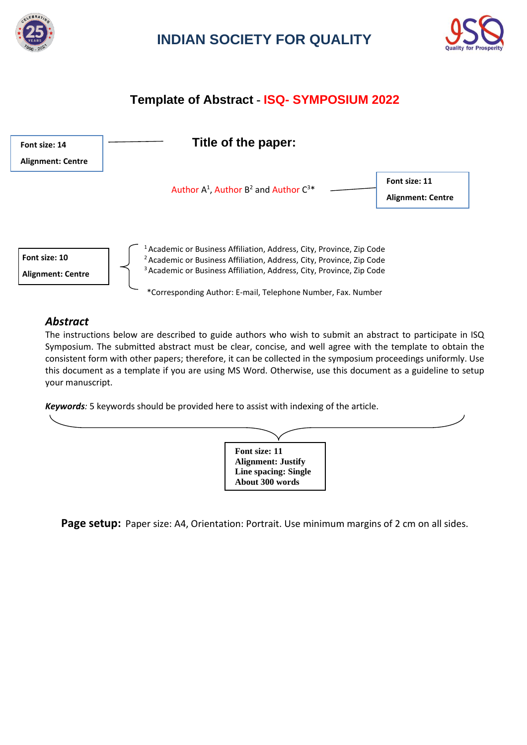# INDIAN SOCIETY FOR QUALITY

## Template of Abstract - ISQ- SYMPOSIUM 2022

Font size: 14

Alignment: Centre

### Title of the paper:

Author A[1], Author B[2] and Author C[3]*

Font size: 11

Alignment: Centre

Font size: 10

Alignment: Centre

[1] Academic or Business Affiliation, Address, City, Province, Zip Code
[2] Academic or Business Affiliation, Address, City, Province, Zip Code
[3] Academic or Business Affiliation, Address, City, Province, Zip Code

*Corresponding Author: E-mail, Telephone Number, Fax. Number

***Abstract***

The instructions below are described to guide authors who wish to submit an abstract to participate in ISQ Symposium. The submitted abstract must be clear, concise, and well agree with the template to obtain the consistent form with other papers; therefore, it can be collected in the symposium proceedings uniformly. Use this document as a template if you are using MS Word. Otherwise, use this document as a guideline to setup your manuscript.

***Keywords**:* 5 keywords should be provided here to assist with indexing of the article.

**Font size: 11**
**Alignment: Justify**
**Line spacing: Single**
**About 300 words**

**Page setup:** Paper size: A4, Orientation: Portrait. Use minimum margins of 2 cm on all sides.